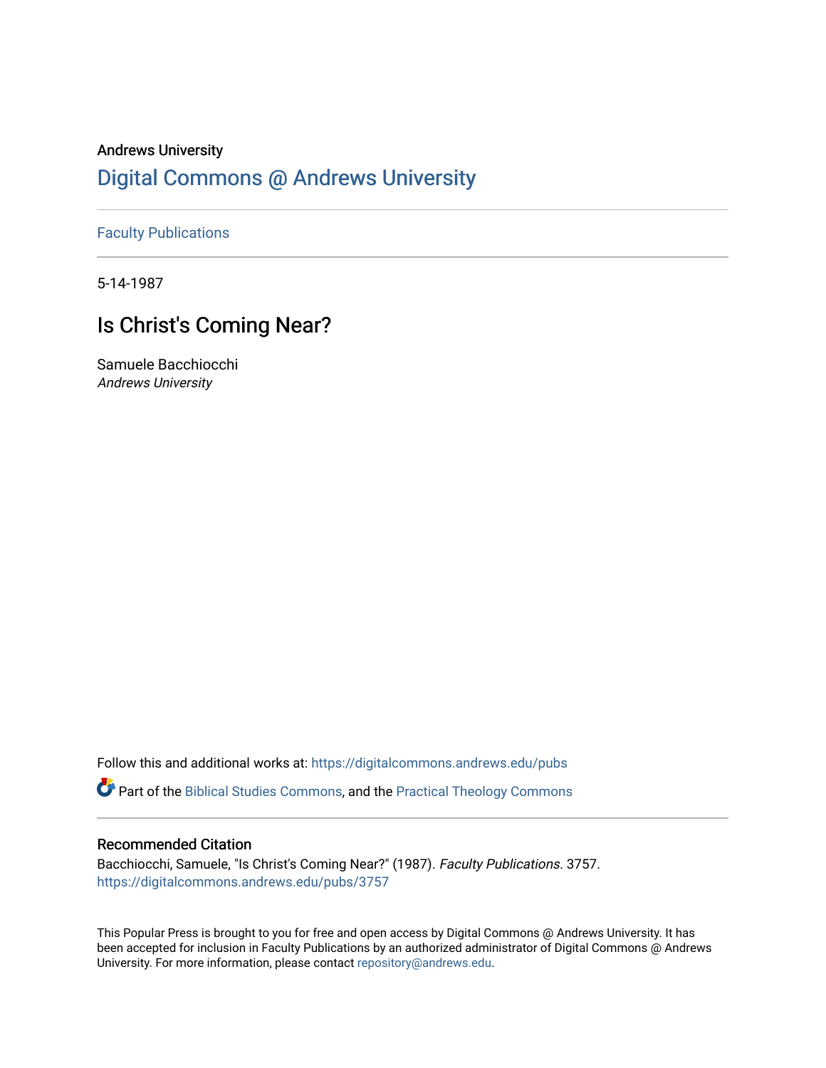Andrews University

# Digital Commons @ Andrews University

Faculty Publications

5-14-1987

## Is Christ's Coming Near?

Samuele Bacchiocchi
*Andrews University*

Follow this and additional works at: https://digitalcommons.andrews.edu/pubs

Part of the Biblical Studies Commons, and the Practical Theology Commons

### Recommended Citation

Bacchiocchi, Samuele, "Is Christ's Coming Near?" (1987). *Faculty Publications*. 3757.
https://digitalcommons.andrews.edu/pubs/3757

This Popular Press is brought to you for free and open access by Digital Commons @ Andrews University. It has been accepted for inclusion in Faculty Publications by an authorized administrator of Digital Commons @ Andrews University. For more information, please contact repository@andrews.edu.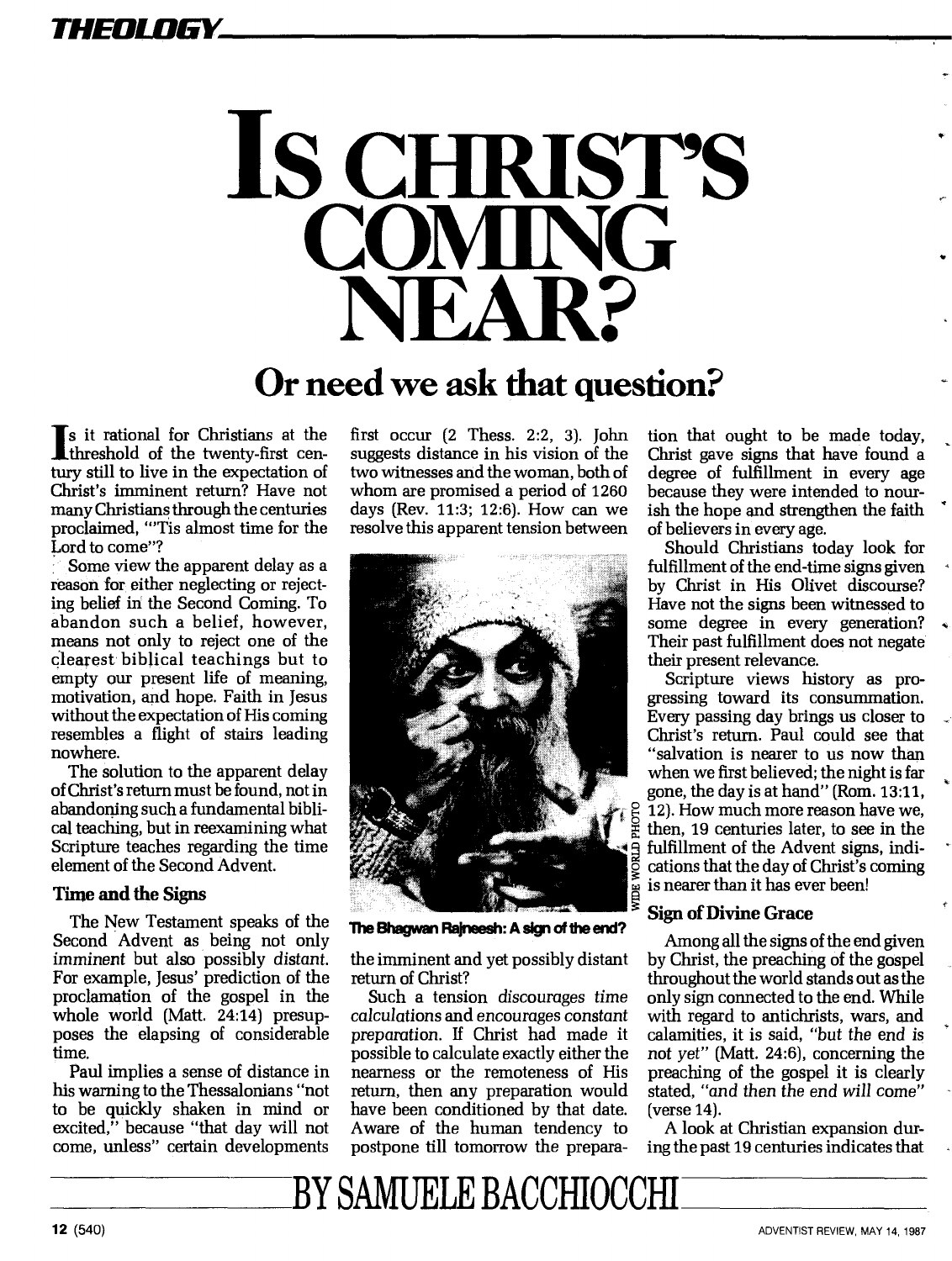# IS CHRIST'S COMING NEAR?

## Or need we ask that question?

Is it rational for Christians at the threshold of the twenty-first century still to live in the expectation of Christ's imminent return? Have not many Christians through the centuries proclaimed, "'Tis almost time for the Lord to come"?

Some view the apparent delay as a reason for either neglecting or rejecting belief in the Second Coming. To abandon such a belief, however, means not only to reject one of the clearest biblical teachings but to empty our present life of meaning, motivation, and hope. Faith in Jesus without the expectation of His coming resembles a flight of stairs leading nowhere.

The solution to the apparent delay of Christ's return must be found, not in abandoning such a fundamental biblical teaching, but in reexamining what Scripture teaches regarding the time element of the Second Advent.

### Time and the Signs

The New Testament speaks of the Second Advent as being not only *imminent* but also possibly *distant*. For example, Jesus' prediction of the proclamation of the gospel in the whole world (Matt. 24:14) presupposes the elapsing of considerable time.

Paul implies a sense of distance in his warning to the Thessalonians "not to be quickly shaken in mind or excited," because "that day will not come, unless" certain developments first occur (2 Thess. 2:2, 3). John suggests distance in his vision of the two witnesses and the woman, both of whom are promised a period of 1260 days (Rev. 11:3; 12:6). How can we resolve this apparent tension between the imminent and yet possibly distant return of Christ?

**The Bhagwan Rajneesh: A sign of the end?**

WIDE WORLD PHOTO

Such a tension *discourages time calculations* and *encourages constant preparation*. If Christ had made it possible to calculate exactly either the nearness or the remoteness of His return, then any preparation would have been conditioned by that date. Aware of the human tendency to postpone till tomorrow the preparation that ought to be made today, Christ gave signs that have found a degree of fulfillment in every age because they were intended to nourish the hope and strengthen the faith of believers in every age.

Should Christians today look for fulfillment of the end-time signs given by Christ in His Olivet discourse? Have not the signs been witnessed to some degree in every generation? Their past fulfillment does not negate their present relevance.

Scripture views history as progressing toward its consummation. Every passing day brings us closer to Christ's return. Paul could see that "salvation is nearer to us now than when we first believed; the night is far gone, the day is at hand" (Rom. 13:11, 12). How much more reason have we, then, 19 centuries later, to see in the fulfillment of the Advent signs, indications that the day of Christ's coming is nearer than it has ever been!

### Sign of Divine Grace

Among all the signs of the end given by Christ, the preaching of the gospel throughout the world stands out as the only sign connected to the end. While with regard to antichrists, wars, and calamities, it is said, *"but the end is not yet"* (Matt. 24:6), concerning the preaching of the gospel it is clearly stated, *"and then the end will come"* (verse 14).

A look at Christian expansion during the past 19 centuries indicates that

**BY SAMUELE BACCHIOCCHI**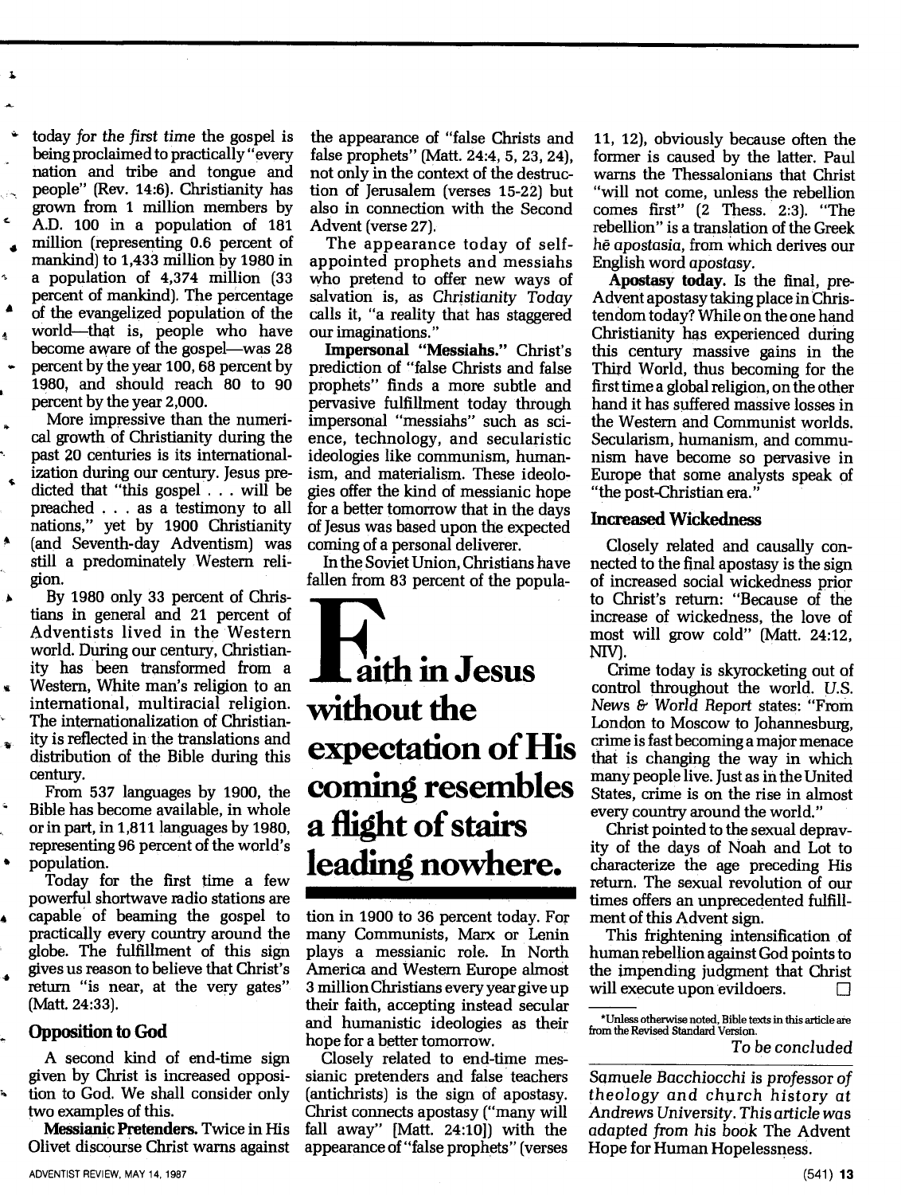today *for the first time* the gospel is being proclaimed to practically "every nation and tribe and tongue and people" (Rev. 14:6). Christianity has grown from 1 million members by A.D. 100 in a population of 181 million (representing 0.6 percent of mankind) to 1,433 million by 1980 in a population of 4,374 million (33 percent of mankind). The percentage of the evangelized population of the world—that is, people who have become aware of the gospel—was 28 percent by the year 100, 68 percent by 1980, and should reach 80 to 90 percent by the year 2,000.

More impressive than the numerical growth of Christianity during the past 20 centuries is its internationalization during our century. Jesus predicted that "this gospel . . . will be preached . . . as a testimony to all nations," yet by 1900 Christianity (and Seventh-day Adventism) was still a predominately Western religion.

By 1980 only 33 percent of Christians in general and 21 percent of Adventists lived in the Western world. During our century, Christianity has been transformed from a Western, White man's religion to an international, multiracial religion. The internationalization of Christianity is reflected in the translations and distribution of the Bible during this century.

From 537 languages by 1900, the Bible has become available, in whole or in part, in 1,811 languages by 1980, representing 96 percent of the world's population.

Today for the first time a few powerful shortwave radio stations are capable of beaming the gospel to practically every country around the globe. The fulfillment of this sign gives us reason to believe that Christ's return "is near, at the very gates" (Matt. 24:33).

## Opposition to God

A second kind of end-time sign given by Christ is increased opposition to God. We shall consider only two examples of this.

**Messianic Pretenders.** Twice in His Olivet discourse Christ warns against the appearance of "false Christs and false prophets" (Matt. 24:4, 5, 23, 24), not only in the context of the destruction of Jerusalem (verses 15-22) but also in connection with the Second Advent (verse 27).

The appearance today of self-appointed prophets and messiahs who pretend to offer new ways of salvation is, as *Christianity Today* calls it, "a reality that has staggered our imaginations."

**Impersonal "Messiahs."** Christ's prediction of "false Christs and false prophets" finds a more subtle and pervasive fulfillment today through impersonal "messiahs" such as science, technology, and secularistic ideologies like communism, humanism, and materialism. These ideologies offer the kind of messianic hope for a better tomorrow that in the days of Jesus was based upon the expected coming of a personal deliverer.

In the Soviet Union, Christians have fallen from 83 percent of the population in 1900 to 36 percent today. For many Communists, Marx or Lenin plays a messianic role. In North America and Western Europe almost 3 million Christians every year give up their faith, accepting instead secular and humanistic ideologies as their hope for a better tomorrow.

**Faith in Jesus without the expectation of His coming resembles a flight of stairs leading nowhere.**

Closely related to end-time messianic pretenders and false teachers (antichrists) is the sign of apostasy. Christ connects apostasy ("many will fall away" [Matt. 24:10]) with the appearance of "false prophets" (verses 11, 12), obviously because often the former is caused by the latter. Paul warns the Thessalonians that Christ "will not come, unless the rebellion comes first" (2 Thess. 2:3). "The rebellion" is a translation of the Greek *hē apostasia*, from which derives our English word *apostasy*.

**Apostasy today.** Is the final, pre-Advent apostasy taking place in Christendom today? While on the one hand Christianity has experienced during this century massive gains in the Third World, thus becoming for the first time a global religion, on the other hand it has suffered massive losses in the Western and Communist worlds. Secularism, humanism, and communism have become so pervasive in Europe that some analysts speak of "the post-Christian era."

## Increased Wickedness

Closely related and causally connected to the final apostasy is the sign of increased social wickedness prior to Christ's return: "Because of the increase of wickedness, the love of most will grow cold" (Matt. 24:12, NIV).

Crime today is skyrocketing out of control throughout the world. *U.S. News & World Report* states: "From London to Moscow to Johannesburg, crime is fast becoming a major menace that is changing the way in which many people live. Just as in the United States, crime is on the rise in almost every country around the world."

Christ pointed to the sexual depravity of the days of Noah and Lot to characterize the age preceding His return. The sexual revolution of our times offers an unprecedented fulfillment of this Advent sign.

This frightening intensification of human rebellion against God points to the impending judgment that Christ will execute upon evildoers. □

*Unless otherwise noted, Bible texts in this article are from the Revised Standard Version.

*To be concluded*

*Samuele Bacchiocchi is professor of theology and church history at Andrews University. This article was adapted from his book* The Advent Hope for Human Hopelessness.